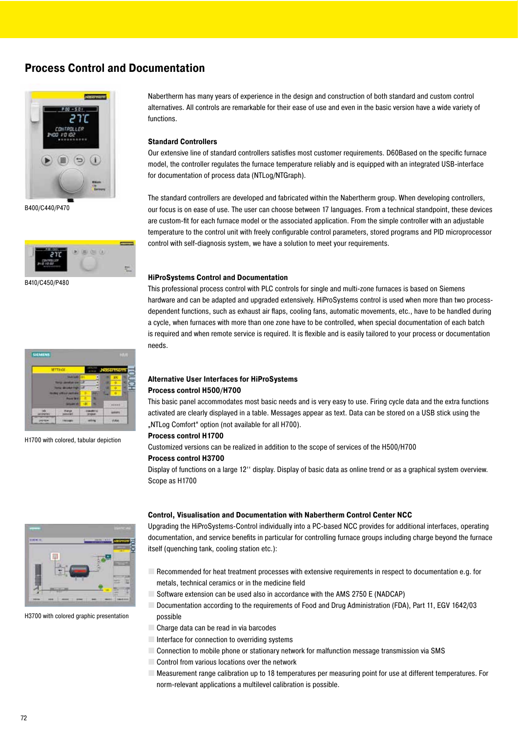## Process Control and Documentation

B400/C440/P470

B410/C450/P480

H1700 with colored, tabular depiction

H3700 with colored graphic presentation

Nabertherm has many years of experience in the design and construction of both standard and custom control alternatives. All controls are remarkable for their ease of use and even in the basic version have a wide variety of functions.

**Standard Controllers**

Our extensive line of standard controllers satisfies most customer requirements. D60Based on the specific furnace model, the controller regulates the furnace temperature reliably and is equipped with an integrated USB-interface for documentation of process data (NTLog/NTGraph).

The standard controllers are developed and fabricated within the Nabertherm group. When developing controllers, our focus is on ease of use. The user can choose between 17 languages. From a technical standpoint, these devices are custom-fit for each furnace model or the associated application. From the simple controller with an adjustable temperature to the control unit with freely configurable control parameters, stored programs and PID microprocessor control with self-diagnosis system, we have a solution to meet your requirements.

**HiProSystems Control and Documentation**

This professional process control with PLC controls for single and multi-zone furnaces is based on Siemens hardware and can be adapted and upgraded extensively. HiProSystems control is used when more than two process-dependent functions, such as exhaust air flaps, cooling fans, automatic movements, etc., have to be handled during a cycle, when furnaces with more than one zone have to be controlled, when special documentation of each batch is required and when remote service is required. It is flexible and is easily tailored to your process or documentation needs.

**Alternative User Interfaces for HiProSystems**

**Process control H500/H700**

This basic panel accommodates most basic needs and is very easy to use. Firing cycle data and the extra functions activated are clearly displayed in a table. Messages appear as text. Data can be stored on a USB stick using the „NTLog Comfort" option (not available for all H700).

**Process control H1700**

Customized versions can be realized in addition to the scope of services of the H500/H700

**Process control H3700**

Display of functions on a large 12'' display. Display of basic data as online trend or as a graphical system overview. Scope as H1700

**Control, Visualisation and Documentation with Nabertherm Control Center NCC**

Upgrading the HiProSystems-Control individually into a PC-based NCC provides for additional interfaces, operating documentation, and service benefits in particular for controlling furnace groups including charge beyond the furnace itself (quenching tank, cooling station etc.):

- Recommended for heat treatment processes with extensive requirements in respect to documentation e.g. for metals, technical ceramics or in the medicine field
- Software extension can be used also in accordance with the AMS 2750 E (NADCAP)
- Documentation according to the requirements of Food and Drug Administration (FDA), Part 11, EGV 1642/03 possible
- Charge data can be read in via barcodes
- Interface for connection to overriding systems
- Connection to mobile phone or stationary network for malfunction message transmission via SMS
- Control from various locations over the network
- Measurement range calibration up to 18 temperatures per measuring point for use at different temperatures. For norm-relevant applications a multilevel calibration is possible.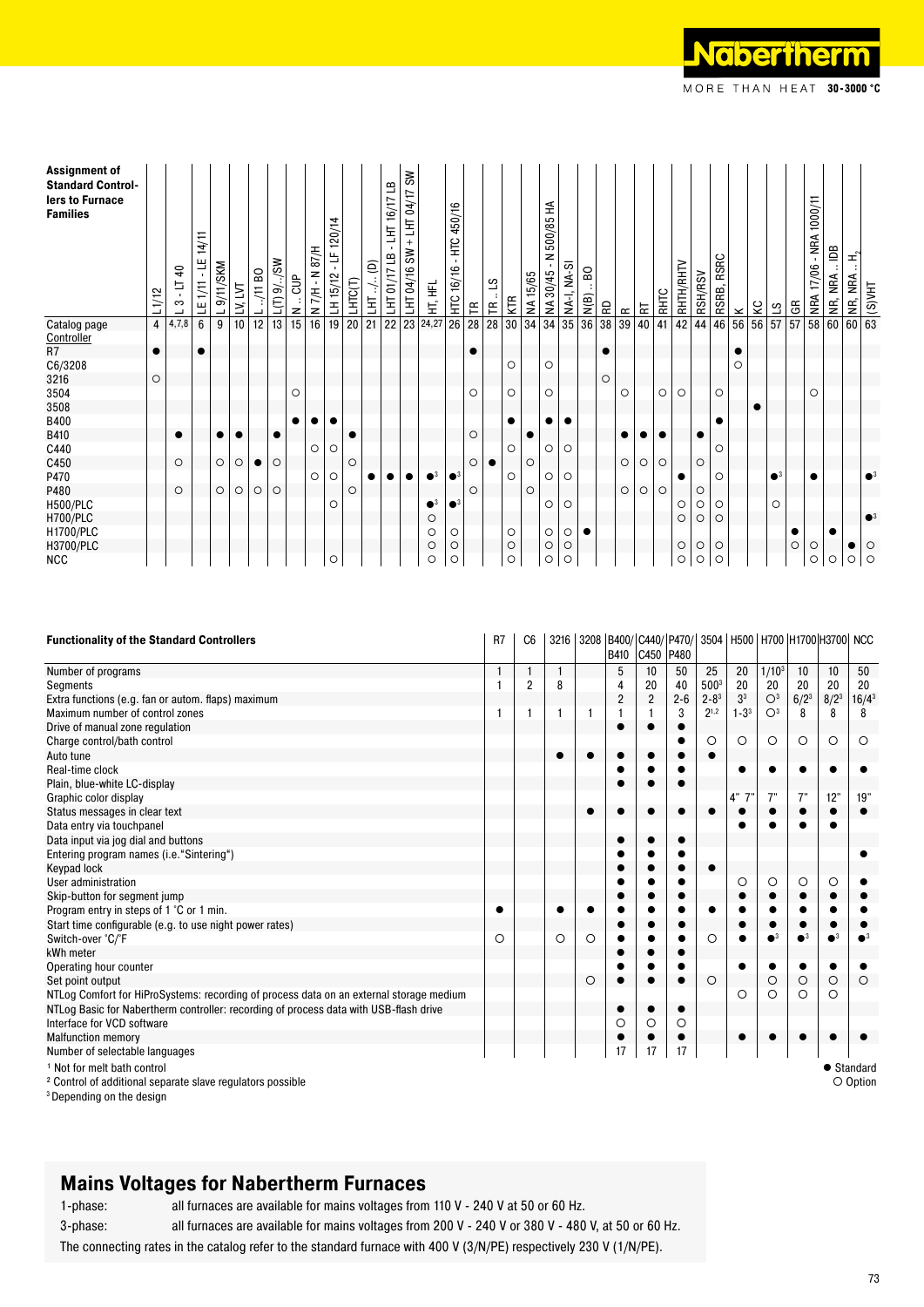| Assignment of Standard Controllers to Furnace Families | L 1/12 | L 3 - LT 40 | LE 1/11 - LE 14/11 | L 9/11/SKM | LV, LVT | L ../11 BO | L(T) 9../SW | N .. CUP | N 7/H - N 87/H | LH 15/12 - LF 120/14 | LHTC(T) | LHT ../.. (D) | LHT 01/17 LB - LHT 16/17 LB | LHT 04/16 SW + LHT 04/17 SW | HT, HFL | HTC 16/16 - HTC 450/16 | TR | TR .. LS | KTR | NA 15/65 | NA 30/45 - N 500/85 HA | NA-I, NA-SI | N(B) .. BO | RD | R | RT | RHTC | RHTH/RHTV | RSH/RSV | RSRB, RSRC | K | KC | LS | GR | NRA 17/06 - NRA 1000/11 | NR, NRA .. IDB | NR, NRA .. $H_2$ | (S)VHT |
|---|---|---|---|---|---|---|---|---|---|---|---|---|---|---|---|---|---|---|---|---|---|---|---|---|---|---|---|---|---|---|---|---|---|---|---|---|---|---|
| Catalog page | 4 | 4,7,8 | 6 | 9 | 10 | 12 | 13 | 15 | 16 | 19 | 20 | 21 | 22 | 23 | 24,27 | 26 | 28 | 28 | 30 | 34 | 34 | 35 | 36 | 38 | 39 | 40 | 41 | 42 | 44 | 46 | 56 | 56 | 57 | 57 | 58 | 60 | 60 | 63 |
| Controller | | | | | | | | | | | | | | | | | | | | | | | | | | | | | | | | | | | | | | |
| R7 | ● | | ● | | | | | | | | | | | | | | ● | | | | | | | ● | | | | | | | ● | | | | | | | |
| C6/3208 | | | | | | | | | | | | | | | | | | | ○ | | ○ | | | | | | | | | | ○ | | | | | | | |
| 3216 | ○ | | | | | | | | | | | | | | | | | | | | | | | ○ | | | | | | | | | | | | | | |
| 3504 | | | | | | | | ○ | | | | | | | | | ○ | | ○ | | ○ | | | | ○ | | ○ | ○ | | ○ | | | | | ○ | | | |
| 3508 | | | | | | | | | | | | | | | | | | | | | | | | | | | | | | | | ● | | | | | | |
| B400 | | | | | | | | ● | ● | ● | | | | | | | | | ● | | ● | ● | | | | | | | | ● | | | | | | | | |
| B410 | | ● | | ● | ● | | ● | | | | ● | | | | | | ○ | | | ● | | | | | ● | ● | ● | | ● | | | | | | | | | |
| C440 | | | | | | | | | ○ | ○ | | | | | | | | | ○ | | ○ | ○ | | | | | | | | ○ | | | | | | | | |
| C450 | | ○ | | ○ | ○ | ● | ○ | | | | ○ | | | | | | ○ | ● | | ○ | | | | | ○ | ○ | ○ | | ○ | | | | | | | | | |
| P470 | | | | | | | | | ○ | ○ | | ● | ● | ● | ●[3] | ●[3] | | | ○ | | ○ | ○ | | | | | | ● | | ○ | | | ●[3] | | ● | | | ●[3] |
| P480 | | ○ | | ○ | ○ | ○ | ○ | | | | ○ | | | | | | ○ | | | ○ | | | | | ○ | ○ | ○ | | ○ | | | | | | | | | |
| H500/PLC | | | | | | | | | | ○ | | | | | ●[3] | ●[3] | | | | | ○ | ○ | | | | | | ○ | ○ | ○ | | | ○ | | | | | |
| H700/PLC | | | | | | | | | | | | | | | ○ | | | | | | | | | | | | | ○ | ○ | ○ | | | | | | | | ●[3] |
| H1700/PLC | | | | | | | | | | | | | | | ○ | ○ | | | ○ | | ○ | ○ | ● | | | | | | | | | | | ● | | ● | | |
| H3700/PLC | | | | | | | | | | | | | | | ○ | ○ | | | ○ | | ○ | ○ | | | | | | ○ | ○ | ○ | | | | ○ | ○ | | ● | ○ |
| NCC | | | | | | | | | | ○ | | | | | ○ | ○ | | | ○ | | ○ | ○ | | | | | | ○ | ○ | ○ | | | | | ○ | ○ | ○ | ○ |

| Functionality of the Standard Controllers | R7 | C6 | 3216 | 3208 | B400/ B410 | C440/ C450 | P470/ P480 | 3504 | H500 | H700 | H1700 | H3700 | NCC |
|---|---|---|---|---|---|---|---|---|---|---|---|---|---|
| Number of programs | 1 | 1 | 1 | | 5 | 10 | 50 | 25 | 20 | 1/10[3] | 10 | 10 | 50 |
| Segments | 1 | 2 | 8 | | 4 | 20 | 40 | 500[3] | 20 | 20 | 20 | 20 | 20 |
| Extra functions (e.g. fan or autom. flaps) maximum | | | | | 2 | 2 | 2-6 | 2-8[3] | 3[3] | ○[3] | 6/2[3] | 8/2[3] | 16/4[3] |
| Maximum number of control zones | 1 | 1 | 1 | 1 | 1 | 1 | 3 | 2[1,2] | 1-3[3] | ○[3] | 8 | 8 | 8 |
| Drive of manual zone regulation | | | | | ● | ● | ● | | | | | | |
| Charge control/bath control | | | | | | | ● | ○ | ○ | ○ | ○ | ○ | ○ |
| Auto tune | | | ● | ● | ● | ● | ● | ● | | | | | |
| Real-time clock | | | | | ● | ● | ● | | ● | ● | ● | ● | ● |
| Plain, blue-white LC-display | | | | | ● | ● | ● | | | | | | |
| Graphic color display | | | | | | | | | 4" 7" | 7" | 7" | 12" | 19" |
| Status messages in clear text | | | | ● | ● | ● | ● | ● | ● | ● | ● | ● | ● |
| Data entry via touchpanel | | | | | | | | | ● | ● | ● | ● | |
| Data input via jog dial and buttons | | | | | ● | ● | ● | | | | | | |
| Entering program names (i.e."Sintering") | | | | | ● | ● | ● | | | | | | ● |
| Keypad lock | | | | | ● | ● | ● | ● | | | | | |
| User administration | | | | | ● | ● | ● | | ○ | ○ | ○ | ○ | ● |
| Skip-button for segment jump | | | | | ● | ● | ● | | ● | ● | ● | ● | ● |
| Program entry in steps of 1 °C or 1 min. | ● | | ● | ● | ● | ● | ● | ● | ● | ● | ● | ● | ● |
| Start time configurable (e.g. to use night power rates) | | | | | ● | ● | ● | | ● | ● | ● | ● | ● |
| Switch-over °C/°F | ○ | | ○ | ○ | ● | ● | ● | ○ | ● | ●[3] | ●[3] | ●[3] | ●[3] |
| kWh meter | | | | | ● | ● | ● | | | | | | |
| Operating hour counter | | | | | ● | ● | ● | | ● | ● | ● | ● | ● |
| Set point output | | | | ○ | ● | ● | ● | ○ | | ○ | ○ | ○ | ○ |
| NTLog Comfort for HiProSystems: recording of process data on an external storage medium | | | | | | | | | ○ | ○ | ○ | ○ | |
| NTLog Basic for Nabertherm controller: recording of process data with USB-flash drive | | | | | ● | ● | ● | | | | | | |
| Interface for VCD software | | | | | ○ | ○ | ○ | | | | | | |
| Malfunction memory | | | | | ● | ● | ● | | ● | ● | ● | ● | ● |
| Number of selectable languages | | | | | 17 | 17 | 17 | | | | | | |

[1] Not for melt bath control
[2] Control of additional separate slave regulators possible
[3] Depending on the design

● Standard
○ Option

## Mains Voltages for Nabertherm Furnaces

1-phase: all furnaces are available for mains voltages from 110 V - 240 V at 50 or 60 Hz.

3-phase: all furnaces are available for mains voltages from 200 V - 240 V or 380 V - 480 V, at 50 or 60 Hz.

The connecting rates in the catalog refer to the standard furnace with 400 V (3/N/PE) respectively 230 V (1/N/PE).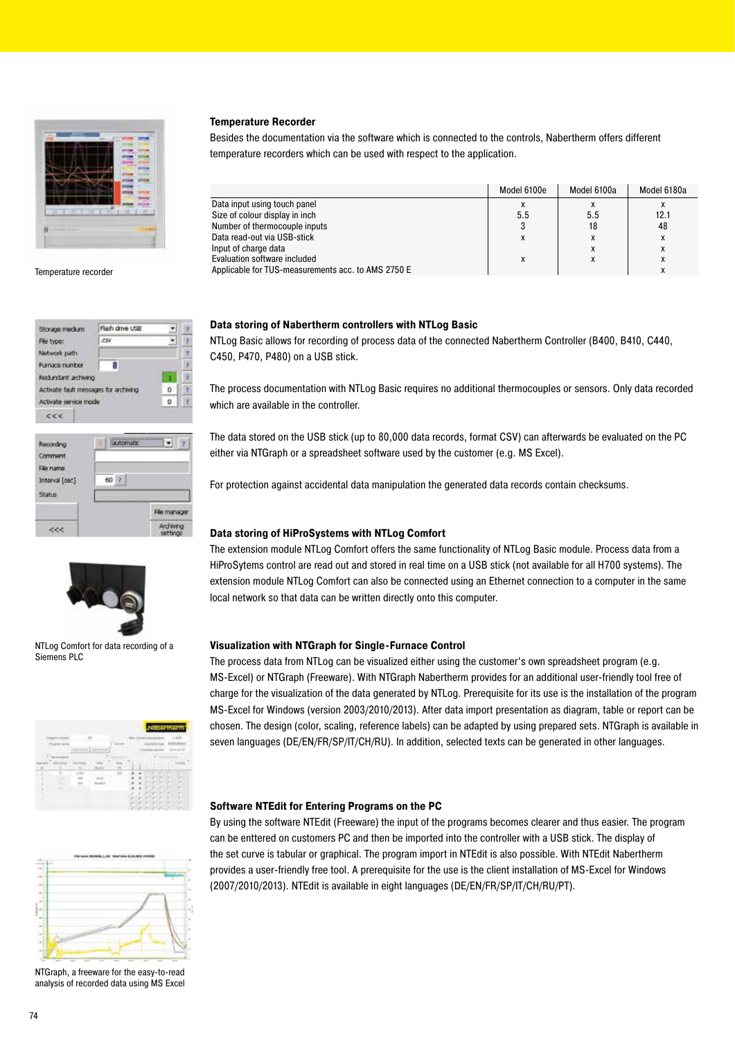### Temperature Recorder

Besides the documentation via the software which is connected to the controls, Nabertherm offers different temperature recorders which can be used with respect to the application.

| | Model 6100e | Model 6100a | Model 6180a |
|---|---|---|---|
| Data input using touch panel | x | x | x |
| Size of colour display in inch | 5.5 | 5.5 | 12.1 |
| Number of thermocouple inputs | 3 | 18 | 48 |
| Data read-out via USB-stick | x | x | x |
| Input of charge data | | x | x |
| Evaluation software included | x | x | x |
| Applicable for TUS-measurements acc. to AMS 2750 E | | | x |

Temperature recorder

### Data storing of Nabertherm controllers with NTLog Basic

NTLog Basic allows for recording of process data of the connected Nabertherm Controller (B400, B410, C440, C450, P470, P480) on a USB stick.

The process documentation with NTLog Basic requires no additional thermocouples or sensors. Only data recorded which are available in the controller.

The data stored on the USB stick (up to 80,000 data records, format CSV) can afterwards be evaluated on the PC either via NTGraph or a spreadsheet software used by the customer (e.g. MS Excel).

For protection against accidental data manipulation the generated data records contain checksums.

### Data storing of HiProSystems with NTLog Comfort

The extension module NTLog Comfort offers the same functionality of NTLog Basic module. Process data from a HiProSytems control are read out and stored in real time on a USB stick (not available for all H700 systems). The extension module NTLog Comfort can also be connected using an Ethernet connection to a computer in the same local network so that data can be written directly onto this computer.

NTLog Comfort for data recording of a Siemens PLC

### Visualization with NTGraph for Single-Furnace Control

The process data from NTLog can be visualized either using the customer's own spreadsheet program (e.g. MS-Excel) or NTGraph (Freeware). With NTGraph Nabertherm provides for an additional user-friendly tool free of charge for the visualization of the data generated by NTLog. Prerequisite for its use is the installation of the program MS-Excel for Windows (version 2003/2010/2013). After data import presentation as diagram, table or report can be chosen. The design (color, scaling, reference labels) can be adapted by using prepared sets. NTGraph is available in seven languages (DE/EN/FR/SP/IT/CH/RU). In addition, selected texts can be generated in other languages.

### Software NTEdit for Entering Programs on the PC

By using the software NTEdit (Freeware) the input of the programs becomes clearer and thus easier. The program can be enttered on customers PC and then be imported into the controller with a USB stick. The display of the set curve is tabular or graphical. The program import in NTEdit is also possible. With NTEdit Nabertherm provides a user-friendly free tool. A prerequisite for the use is the client installation of MS-Excel for Windows (2007/2010/2013). NTEdit is available in eight languages (DE/EN/FR/SP/IT/CH/RU/PT).

NTGraph, a freeware for the easy-to-read analysis of recorded data using MS Excel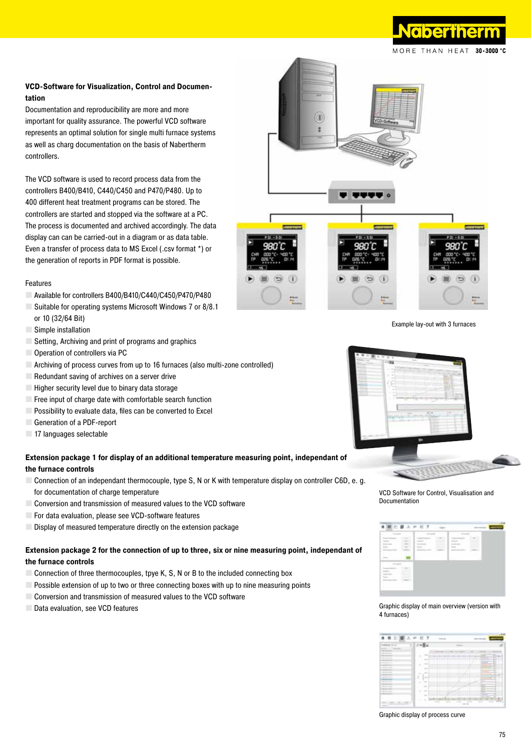### VCD-Software for Visualization, Control and Documentation

Documentation and reproducibility are more and more important for quality assurance. The powerful VCD software represents an optimal solution for single multi furnace systems as well as charg documentation on the basis of Nabertherm controllers.

The VCD software is used to record process data from the controllers B400/B410, C440/C450 and P470/P480. Up to 400 different heat treatment programs can be stored. The controllers are started and stopped via the software at a PC. The process is documented and archived accordingly. The data display can can be carried-out in a diagram or as data table. Even a transfer of process data to MS Excel (.csv format *) or the generation of reports in PDF format is possible.

Features

- Available for controllers B400/B410/C440/C450/P470/P480
- Suitable for operating systems Microsoft Windows 7 or 8/8.1 or 10 (32/64 Bit)
- Simple installation
- Setting, Archiving and print of programs and graphics
- Operation of controllers via PC
- Archiving of process curves from up to 16 furnaces (also multi-zone controlled)
- Redundant saving of archives on a server drive
- Higher security level due to binary data storage
- Free input of charge date with comfortable search function
- Possibility to evaluate data, files can be converted to Excel
- Generation of a PDF-report
- 17 languages selectable

Example lay-out with 3 furnaces

### Extension package 1 for display of an additional temperature measuring point, independant of the furnace controls

- Connection of an independant thermocouple, type S, N or K with temperature display on controller C6D, e. g. for documentation of charge temperature
- Conversion and transmission of measured values to the VCD software
- For data evaluation, please see VCD-software features
- Display of measured temperature directly on the extension package

VCD Software for Control, Visualisation and Documentation

### Extension package 2 for the connection of up to three, six or nine measuring point, independant of the furnace controls

- Connection of three thermocouples, tpye K, S, N or B to the included connecting box
- Possible extension of up to two or three connecting boxes with up to nine measuring points
- Conversion and transmission of measured values to the VCD software
- Data evaluation, see VCD features

Graphic display of main overview (version with 4 furnaces)

Graphic display of process curve